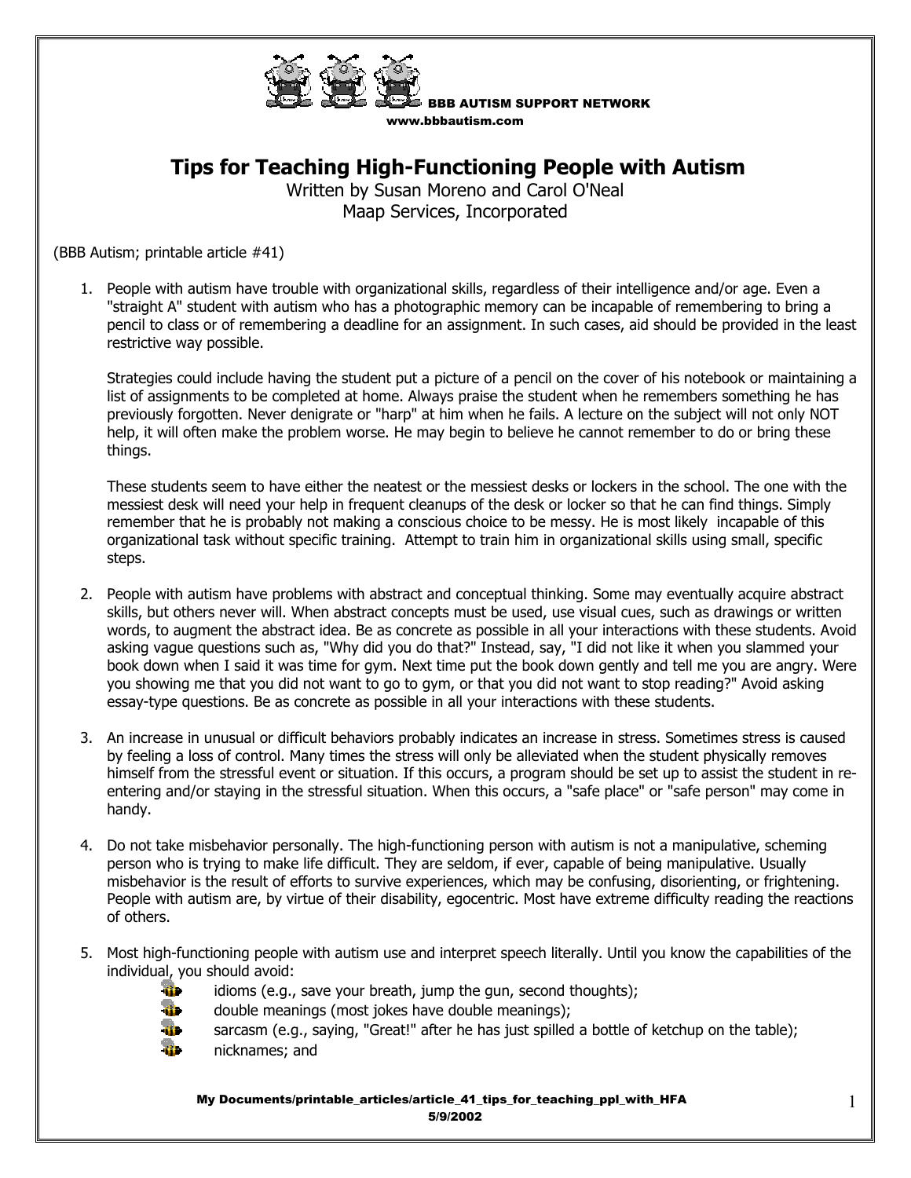BBB AUTISM SUPPORT NETWORK
www.bbbautism.com

# Tips for Teaching High-Functioning People with Autism

Written by Susan Moreno and Carol O'Neal
Maap Services, Incorporated

(BBB Autism; printable article #41)

1. People with autism have trouble with organizational skills, regardless of their intelligence and/or age. Even a "straight A" student with autism who has a photographic memory can be incapable of remembering to bring a pencil to class or of remembering a deadline for an assignment. In such cases, aid should be provided in the least restrictive way possible.

   Strategies could include having the student put a picture of a pencil on the cover of his notebook or maintaining a list of assignments to be completed at home. Always praise the student when he remembers something he has previously forgotten. Never denigrate or "harp" at him when he fails. A lecture on the subject will not only NOT help, it will often make the problem worse. He may begin to believe he cannot remember to do or bring these things.

   These students seem to have either the neatest or the messiest desks or lockers in the school. The one with the messiest desk will need your help in frequent cleanups of the desk or locker so that he can find things. Simply remember that he is probably not making a conscious choice to be messy. He is most likely incapable of this organizational task without specific training. Attempt to train him in organizational skills using small, specific steps.

2. People with autism have problems with abstract and conceptual thinking. Some may eventually acquire abstract skills, but others never will. When abstract concepts must be used, use visual cues, such as drawings or written words, to augment the abstract idea. Be as concrete as possible in all your interactions with these students. Avoid asking vague questions such as, "Why did you do that?" Instead, say, "I did not like it when you slammed your book down when I said it was time for gym. Next time put the book down gently and tell me you are angry. Were you showing me that you did not want to go to gym, or that you did not want to stop reading?" Avoid asking essay-type questions. Be as concrete as possible in all your interactions with these students.

3. An increase in unusual or difficult behaviors probably indicates an increase in stress. Sometimes stress is caused by feeling a loss of control. Many times the stress will only be alleviated when the student physically removes himself from the stressful event or situation. If this occurs, a program should be set up to assist the student in re-entering and/or staying in the stressful situation. When this occurs, a "safe place" or "safe person" may come in handy.

4. Do not take misbehavior personally. The high-functioning person with autism is not a manipulative, scheming person who is trying to make life difficult. They are seldom, if ever, capable of being manipulative. Usually misbehavior is the result of efforts to survive experiences, which may be confusing, disorienting, or frightening. People with autism are, by virtue of their disability, egocentric. Most have extreme difficulty reading the reactions of others.

5. Most high-functioning people with autism use and interpret speech literally. Until you know the capabilities of the individual, you should avoid:
   - idioms (e.g., save your breath, jump the gun, second thoughts);
   - double meanings (most jokes have double meanings);
   - sarcasm (e.g., saying, "Great!" after he has just spilled a bottle of ketchup on the table);
   - nicknames; and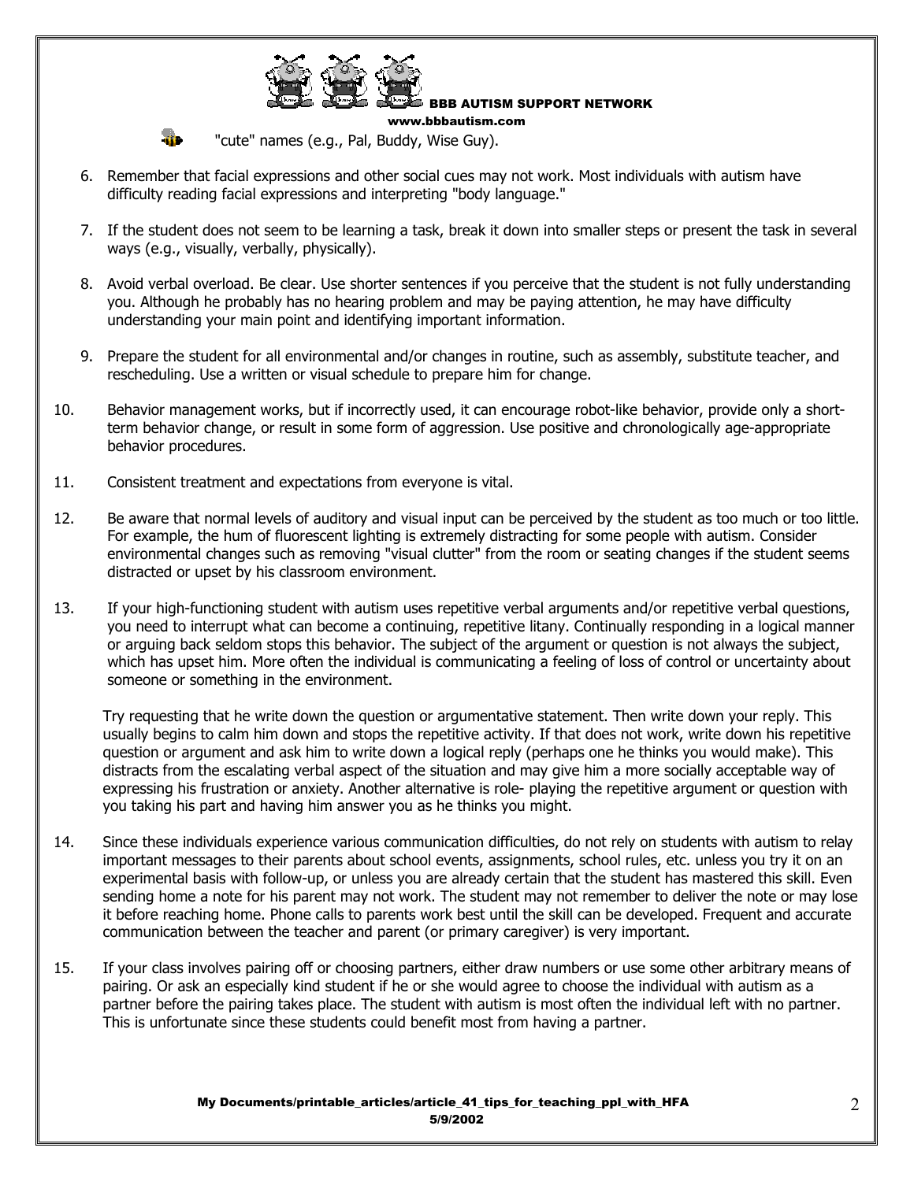- "cute" names (e.g., Pal, Buddy, Wise Guy).

6. Remember that facial expressions and other social cues may not work. Most individuals with autism have difficulty reading facial expressions and interpreting "body language."

7. If the student does not seem to be learning a task, break it down into smaller steps or present the task in several ways (e.g., visually, verbally, physically).

8. Avoid verbal overload. Be clear. Use shorter sentences if you perceive that the student is not fully understanding you. Although he probably has no hearing problem and may be paying attention, he may have difficulty understanding your main point and identifying important information.

9. Prepare the student for all environmental and/or changes in routine, such as assembly, substitute teacher, and rescheduling. Use a written or visual schedule to prepare him for change.

10. Behavior management works, but if incorrectly used, it can encourage robot-like behavior, provide only a short-term behavior change, or result in some form of aggression. Use positive and chronologically age-appropriate behavior procedures.

11. Consistent treatment and expectations from everyone is vital.

12. Be aware that normal levels of auditory and visual input can be perceived by the student as too much or too little. For example, the hum of fluorescent lighting is extremely distracting for some people with autism. Consider environmental changes such as removing "visual clutter" from the room or seating changes if the student seems distracted or upset by his classroom environment.

13. If your high-functioning student with autism uses repetitive verbal arguments and/or repetitive verbal questions, you need to interrupt what can become a continuing, repetitive litany. Continually responding in a logical manner or arguing back seldom stops this behavior. The subject of the argument or question is not always the subject, which has upset him. More often the individual is communicating a feeling of loss of control or uncertainty about someone or something in the environment.

    Try requesting that he write down the question or argumentative statement. Then write down your reply. This usually begins to calm him down and stops the repetitive activity. If that does not work, write down his repetitive question or argument and ask him to write down a logical reply (perhaps one he thinks you would make). This distracts from the escalating verbal aspect of the situation and may give him a more socially acceptable way of expressing his frustration or anxiety. Another alternative is role- playing the repetitive argument or question with you taking his part and having him answer you as he thinks you might.

14. Since these individuals experience various communication difficulties, do not rely on students with autism to relay important messages to their parents about school events, assignments, school rules, etc. unless you try it on an experimental basis with follow-up, or unless you are already certain that the student has mastered this skill. Even sending home a note for his parent may not work. The student may not remember to deliver the note or may lose it before reaching home. Phone calls to parents work best until the skill can be developed. Frequent and accurate communication between the teacher and parent (or primary caregiver) is very important.

15. If your class involves pairing off or choosing partners, either draw numbers or use some other arbitrary means of pairing. Or ask an especially kind student if he or she would agree to choose the individual with autism as a partner before the pairing takes place. The student with autism is most often the individual left with no partner. This is unfortunate since these students could benefit most from having a partner.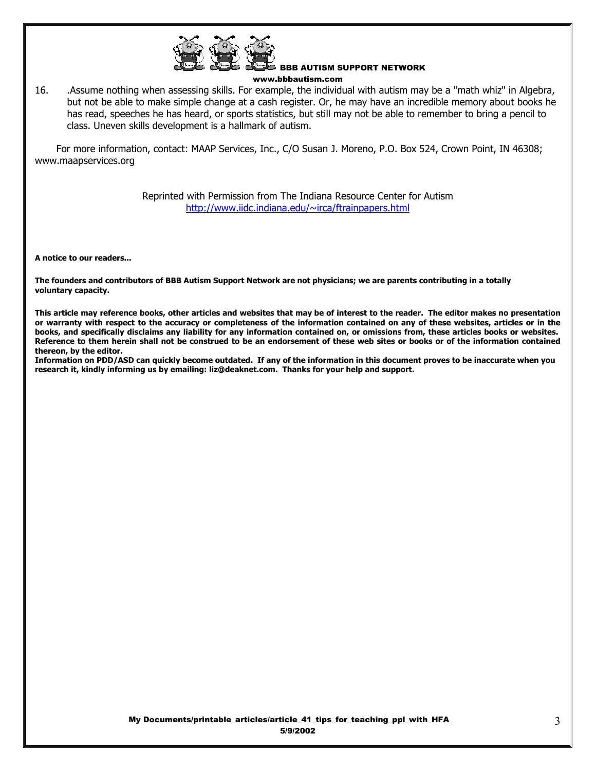16. .Assume nothing when assessing skills. For example, the individual with autism may be a "math whiz" in Algebra, but not be able to make simple change at a cash register. Or, he may have an incredible memory about books he has read, speeches he has heard, or sports statistics, but still may not be able to remember to bring a pencil to class. Uneven skills development is a hallmark of autism.

For more information, contact: MAAP Services, Inc., C/O Susan J. Moreno, P.O. Box 524, Crown Point, IN 46308; www.maapservices.org

Reprinted with Permission from The Indiana Resource Center for Autism
http://www.iidc.indiana.edu/~irca/ftrainpapers.html

**A notice to our readers...**

**The founders and contributors of BBB Autism Support Network are not physicians; we are parents contributing in a totally voluntary capacity.**

**This article may reference books, other articles and websites that may be of interest to the reader. The editor makes no presentation or warranty with respect to the accuracy or completeness of the information contained on any of these websites, articles or in the books, and specifically disclaims any liability for any information contained on, or omissions from, these articles books or websites. Reference to them herein shall not be construed to be an endorsement of these web sites or books or of the information contained thereon, by the editor.**
**Information on PDD/ASD can quickly become outdated. If any of the information in this document proves to be inaccurate when you research it, kindly informing us by emailing: liz@deaknet.com. Thanks for your help and support.**